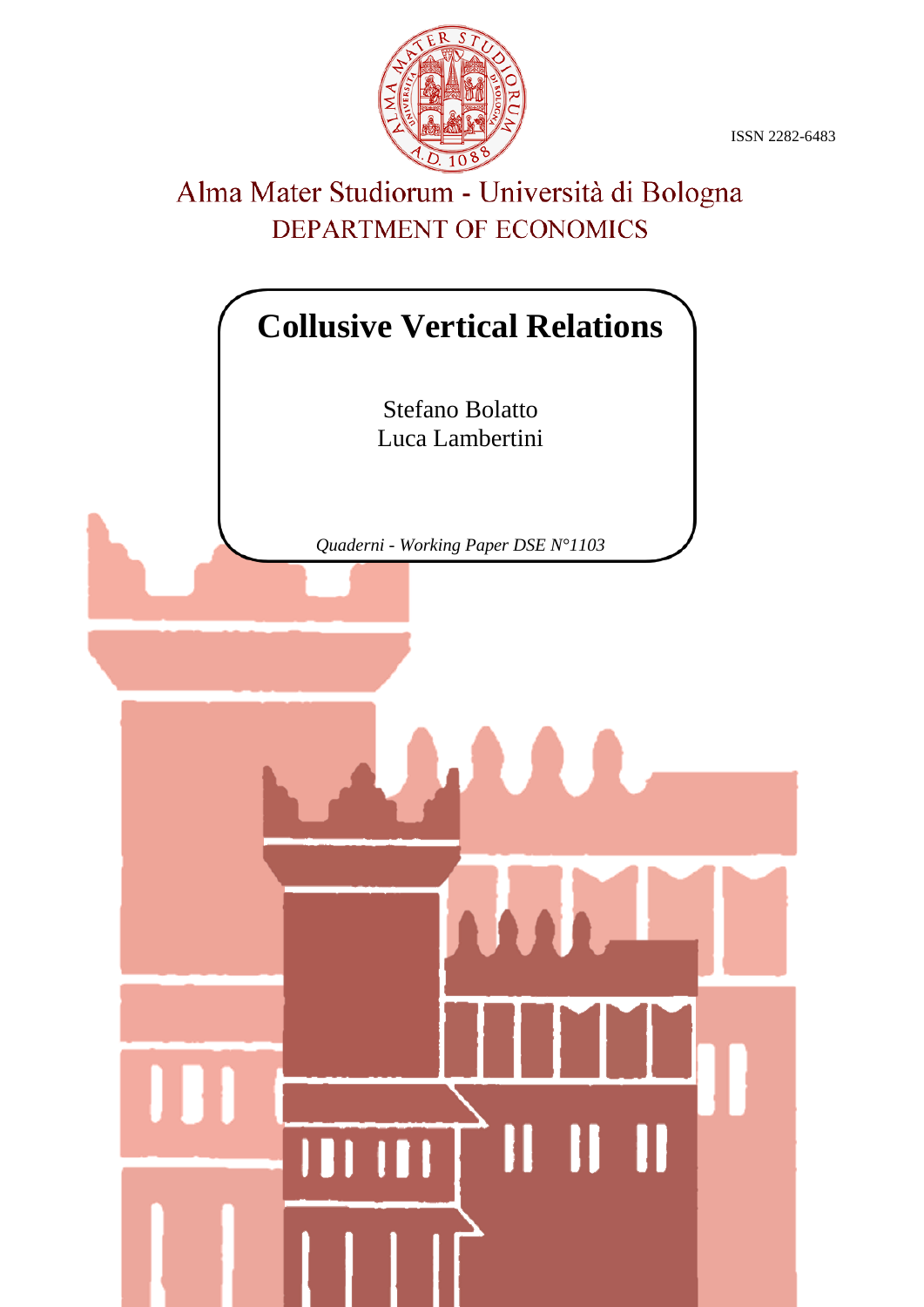ISSN 2282-6483

Alma Mater Studiorum - Università di Bologna

DEPARTMENT OF ECONOMICS

# Collusive Vertical Relations

Stefano Bolatto
Luca Lambertini

*Quaderni - Working Paper DSE N°1103*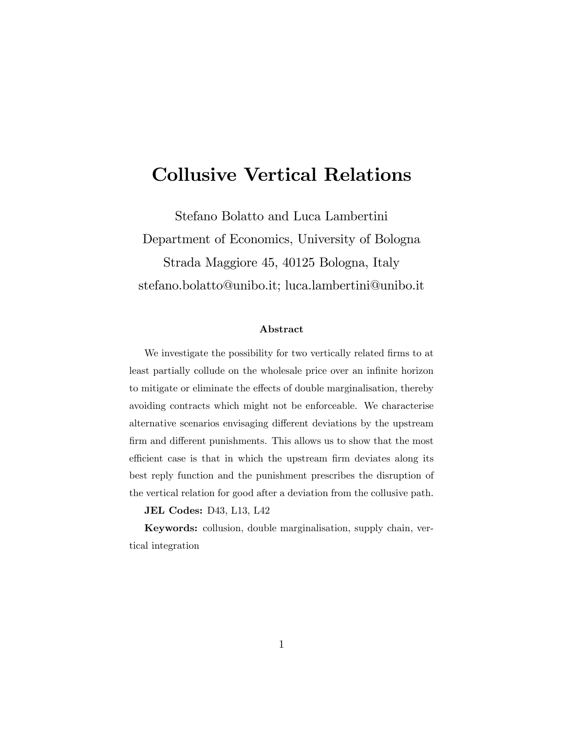# Collusive Vertical Relations

Stefano Bolatto and Luca Lambertini
Department of Economics, University of Bologna
Strada Maggiore 45, 40125 Bologna, Italy
stefano.bolatto@unibo.it; luca.lambertini@unibo.it

### Abstract

We investigate the possibility for two vertically related firms to at least partially collude on the wholesale price over an infinite horizon to mitigate or eliminate the effects of double marginalisation, thereby avoiding contracts which might not be enforceable. We characterise alternative scenarios envisaging different deviations by the upstream firm and different punishments. This allows us to show that the most efficient case is that in which the upstream firm deviates along its best reply function and the punishment prescribes the disruption of the vertical relation for good after a deviation from the collusive path.

**JEL Codes:** D43, L13, L42

**Keywords:** collusion, double marginalisation, supply chain, vertical integration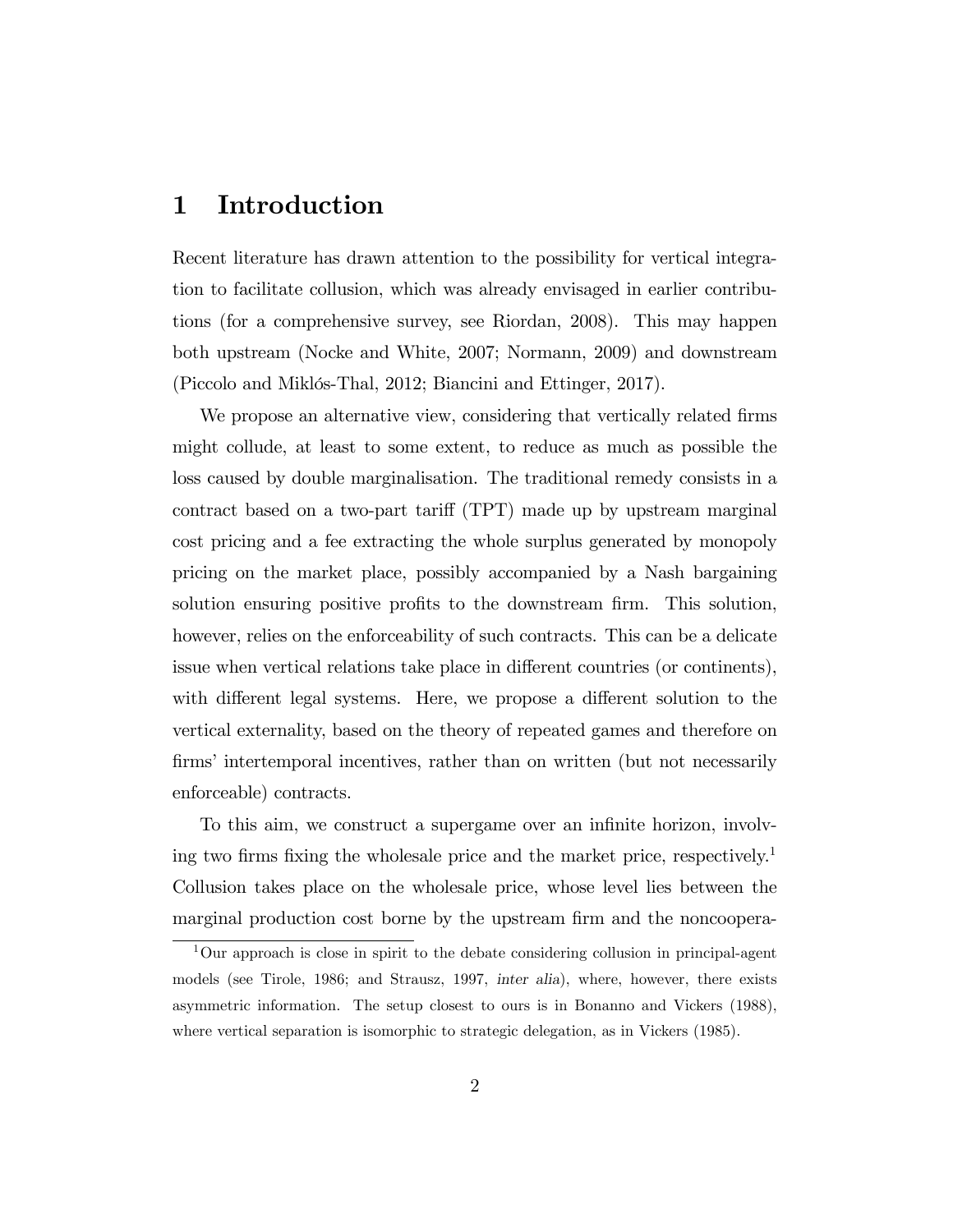# 1 Introduction

Recent literature has drawn attention to the possibility for vertical integration to facilitate collusion, which was already envisaged in earlier contributions (for a comprehensive survey, see Riordan, 2008). This may happen both upstream (Nocke and White, 2007; Normann, 2009) and downstream (Piccolo and Miklós-Thal, 2012; Biancini and Ettinger, 2017).

We propose an alternative view, considering that vertically related firms might collude, at least to some extent, to reduce as much as possible the loss caused by double marginalisation. The traditional remedy consists in a contract based on a two-part tariff (TPT) made up by upstream marginal cost pricing and a fee extracting the whole surplus generated by monopoly pricing on the market place, possibly accompanied by a Nash bargaining solution ensuring positive profits to the downstream firm. This solution, however, relies on the enforceability of such contracts. This can be a delicate issue when vertical relations take place in different countries (or continents), with different legal systems. Here, we propose a different solution to the vertical externality, based on the theory of repeated games and therefore on firms' intertemporal incentives, rather than on written (but not necessarily enforceable) contracts.

To this aim, we construct a supergame over an infinite horizon, involving two firms fixing the wholesale price and the market price, respectively.[1] Collusion takes place on the wholesale price, whose level lies between the marginal production cost borne by the upstream firm and the noncoopera-

[1] Our approach is close in spirit to the debate considering collusion in principal-agent models (see Tirole, 1986; and Strausz, 1997, *inter alia*), where, however, there exists asymmetric information. The setup closest to ours is in Bonanno and Vickers (1988), where vertical separation is isomorphic to strategic delegation, as in Vickers (1985).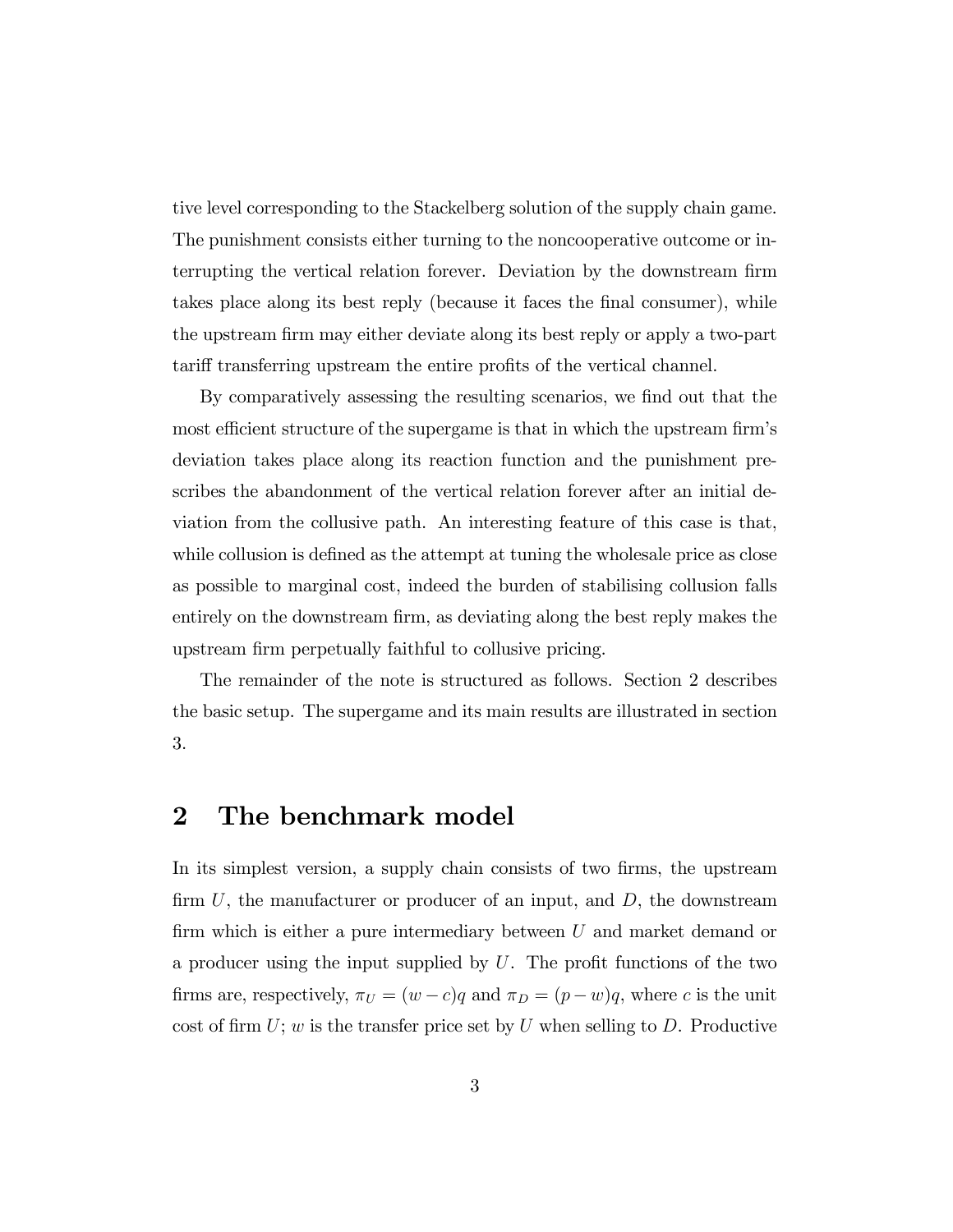tive level corresponding to the Stackelberg solution of the supply chain game. The punishment consists either turning to the noncooperative outcome or interrupting the vertical relation forever. Deviation by the downstream firm takes place along its best reply (because it faces the final consumer), while the upstream firm may either deviate along its best reply or apply a two-part tariff transferring upstream the entire profits of the vertical channel.

By comparatively assessing the resulting scenarios, we find out that the most efficient structure of the supergame is that in which the upstream firm's deviation takes place along its reaction function and the punishment prescribes the abandonment of the vertical relation forever after an initial deviation from the collusive path. An interesting feature of this case is that, while collusion is defined as the attempt at tuning the wholesale price as close as possible to marginal cost, indeed the burden of stabilising collusion falls entirely on the downstream firm, as deviating along the best reply makes the upstream firm perpetually faithful to collusive pricing.

The remainder of the note is structured as follows. Section 2 describes the basic setup. The supergame and its main results are illustrated in section 3.

## 2 The benchmark model

In its simplest version, a supply chain consists of two firms, the upstream firm $U$, the manufacturer or producer of an input, and $D$, the downstream firm which is either a pure intermediary between $U$ and market demand or a producer using the input supplied by $U$. The profit functions of the two firms are, respectively, $\pi_U = (w - c)q$ and $\pi_D = (p - w)q$, where $c$ is the unit cost of firm $U$; $w$ is the transfer price set by $U$ when selling to $D$. Productive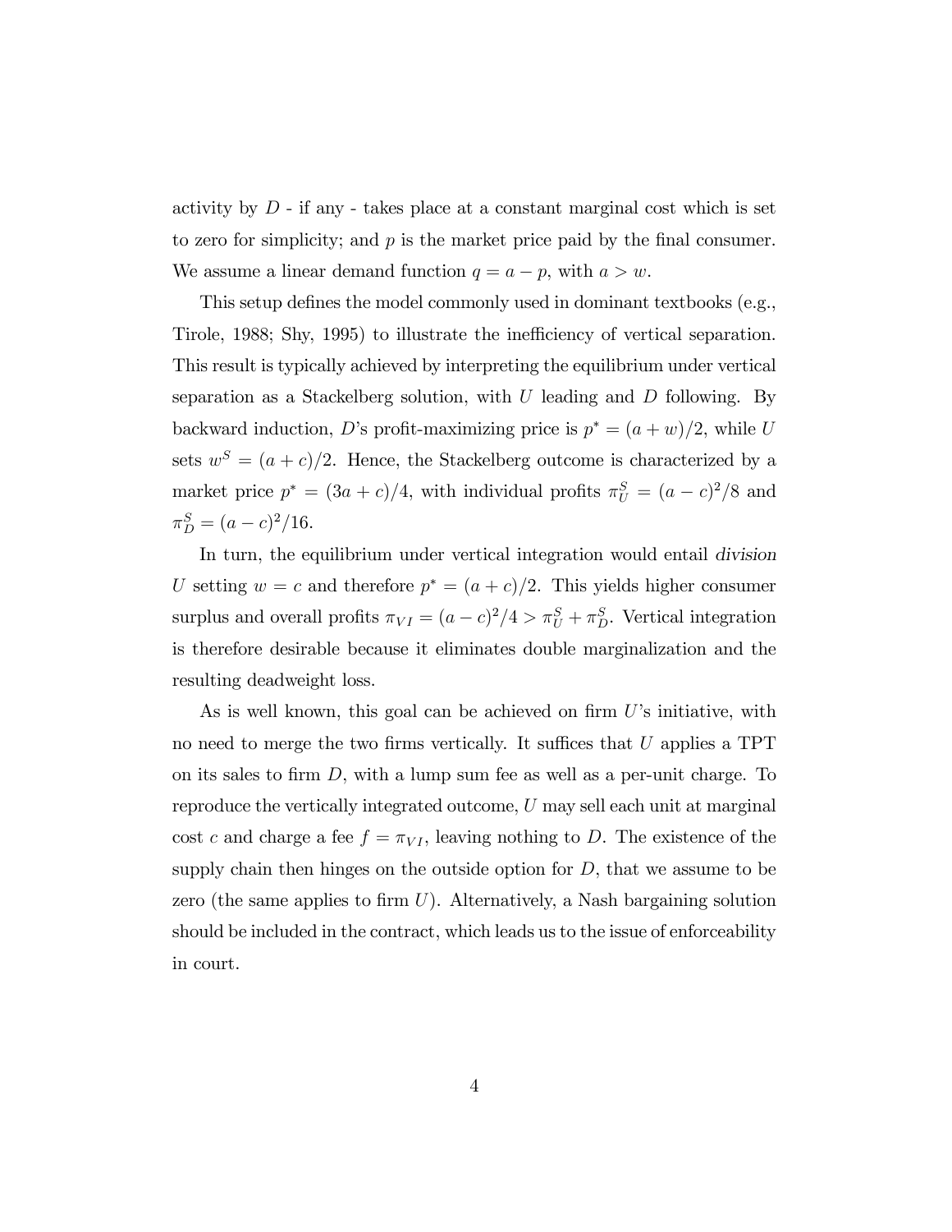activity by $D$ - if any - takes place at a constant marginal cost which is set to zero for simplicity; and $p$ is the market price paid by the final consumer. We assume a linear demand function $q = a - p$, with $a > w$.

This setup defines the model commonly used in dominant textbooks (e.g., Tirole, 1988; Shy, 1995) to illustrate the inefficiency of vertical separation. This result is typically achieved by interpreting the equilibrium under vertical separation as a Stackelberg solution, with $U$ leading and $D$ following. By backward induction, $D$'s profit-maximizing price is $p^* = (a + w)/2$, while $U$ sets $w^S = (a + c)/2$. Hence, the Stackelberg outcome is characterized by a market price $p^* = (3a + c)/4$, with individual profits $\pi_U^S = (a - c)^2/8$ and $\pi_D^S = (a - c)^2/16$.

In turn, the equilibrium under vertical integration would entail *division* $U$ setting $w = c$ and therefore $p^* = (a + c)/2$. This yields higher consumer surplus and overall profits $\pi_{VI} = (a - c)^2/4 > \pi_U^S + \pi_D^S$. Vertical integration is therefore desirable because it eliminates double marginalization and the resulting deadweight loss.

As is well known, this goal can be achieved on firm $U$'s initiative, with no need to merge the two firms vertically. It suffices that $U$ applies a TPT on its sales to firm $D$, with a lump sum fee as well as a per-unit charge. To reproduce the vertically integrated outcome, $U$ may sell each unit at marginal cost $c$ and charge a fee $f = \pi_{VI}$, leaving nothing to $D$. The existence of the supply chain then hinges on the outside option for $D$, that we assume to be zero (the same applies to firm $U$). Alternatively, a Nash bargaining solution should be included in the contract, which leads us to the issue of enforceability in court.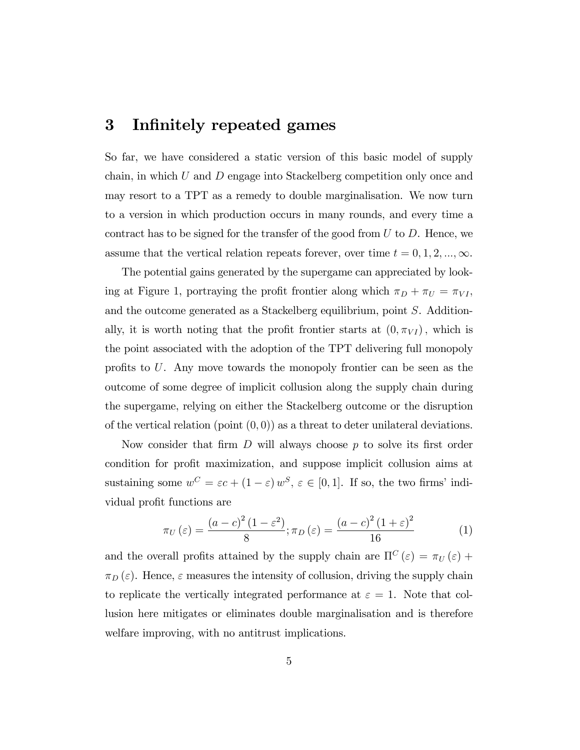# 3 Infinitely repeated games

So far, we have considered a static version of this basic model of supply chain, in which $U$ and $D$ engage into Stackelberg competition only once and may resort to a TPT as a remedy to double marginalisation. We now turn to a version in which production occurs in many rounds, and every time a contract has to be signed for the transfer of the good from $U$ to $D$. Hence, we assume that the vertical relation repeats forever, over time $t = 0, 1, 2, ..., \infty$.

The potential gains generated by the supergame can appreciated by looking at Figure 1, portraying the profit frontier along which $\pi_D + \pi_U = \pi_{VI}$, and the outcome generated as a Stackelberg equilibrium, point $S$. Additionally, it is worth noting that the profit frontier starts at $(0, \pi_{VI})$, which is the point associated with the adoption of the TPT delivering full monopoly profits to $U$. Any move towards the monopoly frontier can be seen as the outcome of some degree of implicit collusion along the supply chain during the supergame, relying on either the Stackelberg outcome or the disruption of the vertical relation (point $(0, 0)$) as a threat to deter unilateral deviations.

Now consider that firm $D$ will always choose $p$ to solve its first order condition for profit maximization, and suppose implicit collusion aims at sustaining some $w^C = \varepsilon c + (1 - \varepsilon) w^S$, $\varepsilon \in [0, 1]$. If so, the two firms' individual profit functions are

$$\pi_U(\varepsilon) = \frac{(a - c)^2 (1 - \varepsilon^2)}{8}; \pi_D(\varepsilon) = \frac{(a - c)^2 (1 + \varepsilon)^2}{16} \tag{1}$$

and the overall profits attained by the supply chain are $\Pi^C(\varepsilon) = \pi_U(\varepsilon) + \pi_D(\varepsilon)$. Hence, $\varepsilon$ measures the intensity of collusion, driving the supply chain to replicate the vertically integrated performance at $\varepsilon = 1$. Note that collusion here mitigates or eliminates double marginalisation and is therefore welfare improving, with no antitrust implications.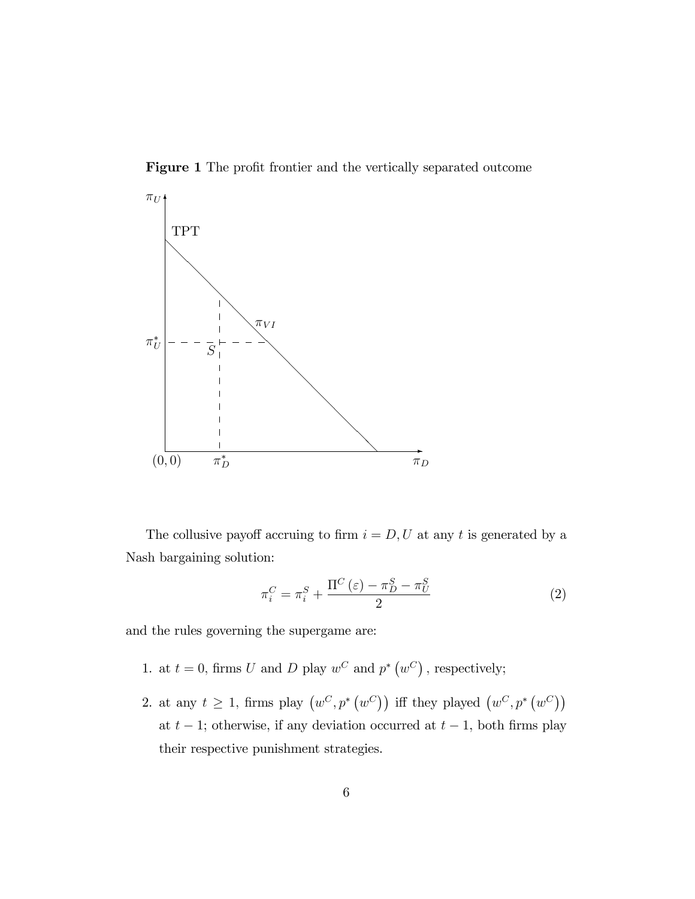**Figure 1** The profit frontier and the vertically separated outcome

The collusive payoff accruing to firm $i = D, U$ at any $t$ is generated by a Nash bargaining solution:

$$\pi_i^C = \pi_i^S + \frac{\Pi^C(\varepsilon) - \pi_D^S - \pi_U^S}{2} \tag{2}$$

and the rules governing the supergame are:

1. at $t = 0$, firms $U$ and $D$ play $w^C$ and $p^*(w^C)$, respectively;
2. at any $t \geq 1$, firms play $(w^C, p^*(w^C))$ iff they played $(w^C, p^*(w^C))$ at $t - 1$; otherwise, if any deviation occurred at $t - 1$, both firms play their respective punishment strategies.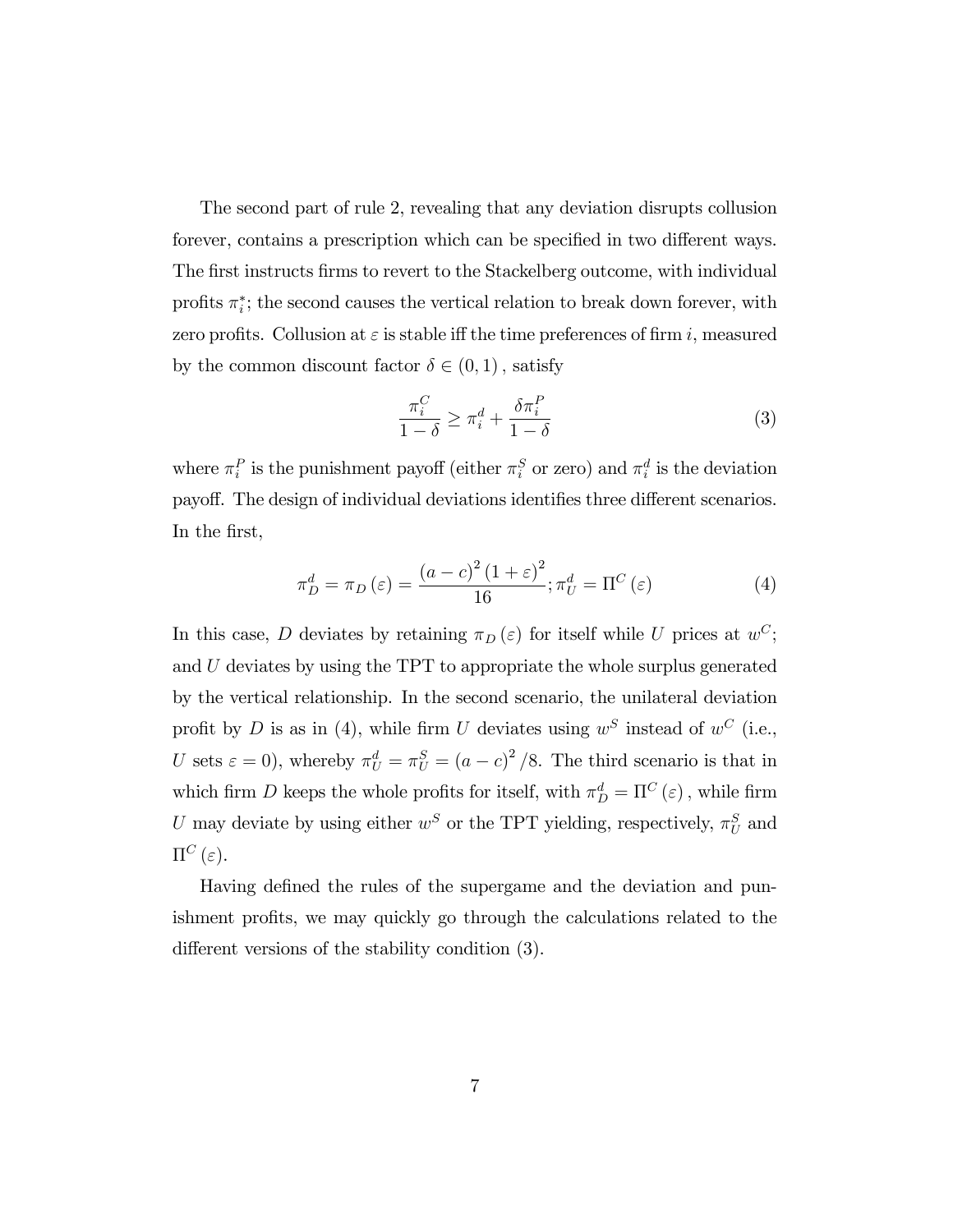The second part of rule 2, revealing that any deviation disrupts collusion forever, contains a prescription which can be specified in two different ways. The first instructs firms to revert to the Stackelberg outcome, with individual profits $\pi_i^*$; the second causes the vertical relation to break down forever, with zero profits. Collusion at $\varepsilon$ is stable iff the time preferences of firm $i$, measured by the common discount factor $\delta \in (0,1)$, satisfy

$$\frac{\pi_i^C}{1-\delta} \geq \pi_i^d + \frac{\delta \pi_i^P}{1-\delta} \tag{3}$$

where $\pi_i^P$ is the punishment payoff (either $\pi_i^S$ or zero) and $\pi_i^d$ is the deviation payoff. The design of individual deviations identifies three different scenarios. In the first,

$$\pi_D^d = \pi_D(\varepsilon) = \frac{(a-c)^2(1+\varepsilon)^2}{16}; \pi_U^d = \Pi^C(\varepsilon) \tag{4}$$

In this case, $D$ deviates by retaining $\pi_D(\varepsilon)$ for itself while $U$ prices at $w^C$; and $U$ deviates by using the TPT to appropriate the whole surplus generated by the vertical relationship. In the second scenario, the unilateral deviation profit by $D$ is as in (4), while firm $U$ deviates using $w^S$ instead of $w^C$ (i.e., $U$ sets $\varepsilon = 0$), whereby $\pi_U^d = \pi_U^S = (a-c)^2/8$. The third scenario is that in which firm $D$ keeps the whole profits for itself, with $\pi_D^d = \Pi^C(\varepsilon)$, while firm $U$ may deviate by using either $w^S$ or the TPT yielding, respectively, $\pi_U^S$ and $\Pi^C(\varepsilon)$.

Having defined the rules of the supergame and the deviation and punishment profits, we may quickly go through the calculations related to the different versions of the stability condition (3).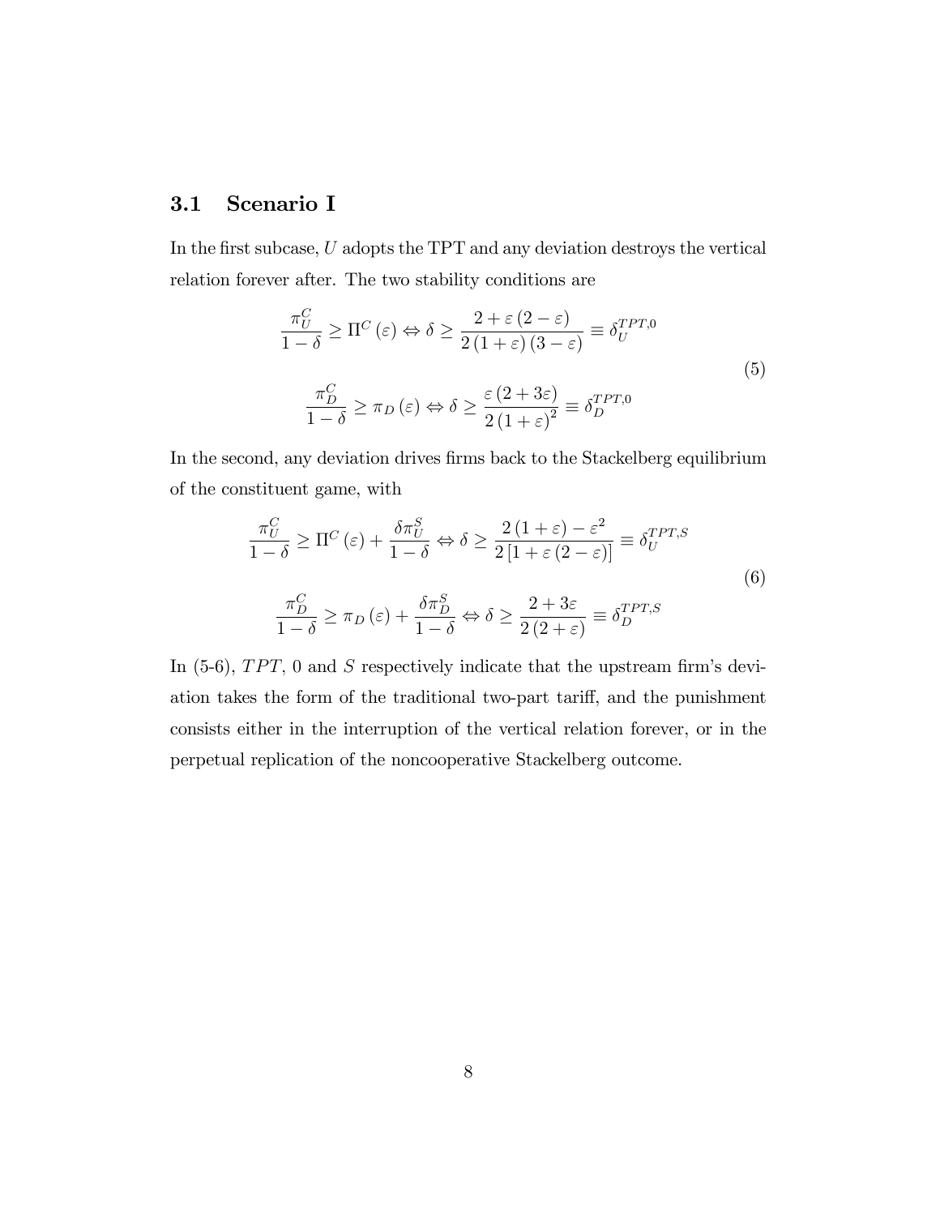## 3.1 Scenario I

In the first subcase, $U$ adopts the TPT and any deviation destroys the vertical relation forever after. The two stability conditions are

$$
\begin{gathered}
\frac{\pi_U^C}{1-\delta} \geq \Pi^C(\varepsilon) \Leftrightarrow \delta \geq \frac{2+\varepsilon(2-\varepsilon)}{2(1+\varepsilon)(3-\varepsilon)} \equiv \delta_U^{TPT,0} \\
\\
\frac{\pi_D^C}{1-\delta} \geq \pi_D(\varepsilon) \Leftrightarrow \delta \geq \frac{\varepsilon(2+3\varepsilon)}{2(1+\varepsilon)^2} \equiv \delta_D^{TPT,0}
\end{gathered}
\tag{5}
$$

In the second, any deviation drives firms back to the Stackelberg equilibrium of the constituent game, with

$$
\begin{gathered}
\frac{\pi_U^C}{1-\delta} \geq \Pi^C(\varepsilon) + \frac{\delta \pi_U^S}{1-\delta} \Leftrightarrow \delta \geq \frac{2(1+\varepsilon)-\varepsilon^2}{2[1+\varepsilon(2-\varepsilon)]} \equiv \delta_U^{TPT,S} \\
\\
\frac{\pi_D^C}{1-\delta} \geq \pi_D(\varepsilon) + \frac{\delta \pi_D^S}{1-\delta} \Leftrightarrow \delta \geq \frac{2+3\varepsilon}{2(2+\varepsilon)} \equiv \delta_D^{TPT,S}
\end{gathered}
\tag{6}
$$

In (5-6), $TPT$, 0 and $S$ respectively indicate that the upstream firm's deviation takes the form of the traditional two-part tariff, and the punishment consists either in the interruption of the vertical relation forever, or in the perpetual replication of the noncooperative Stackelberg outcome.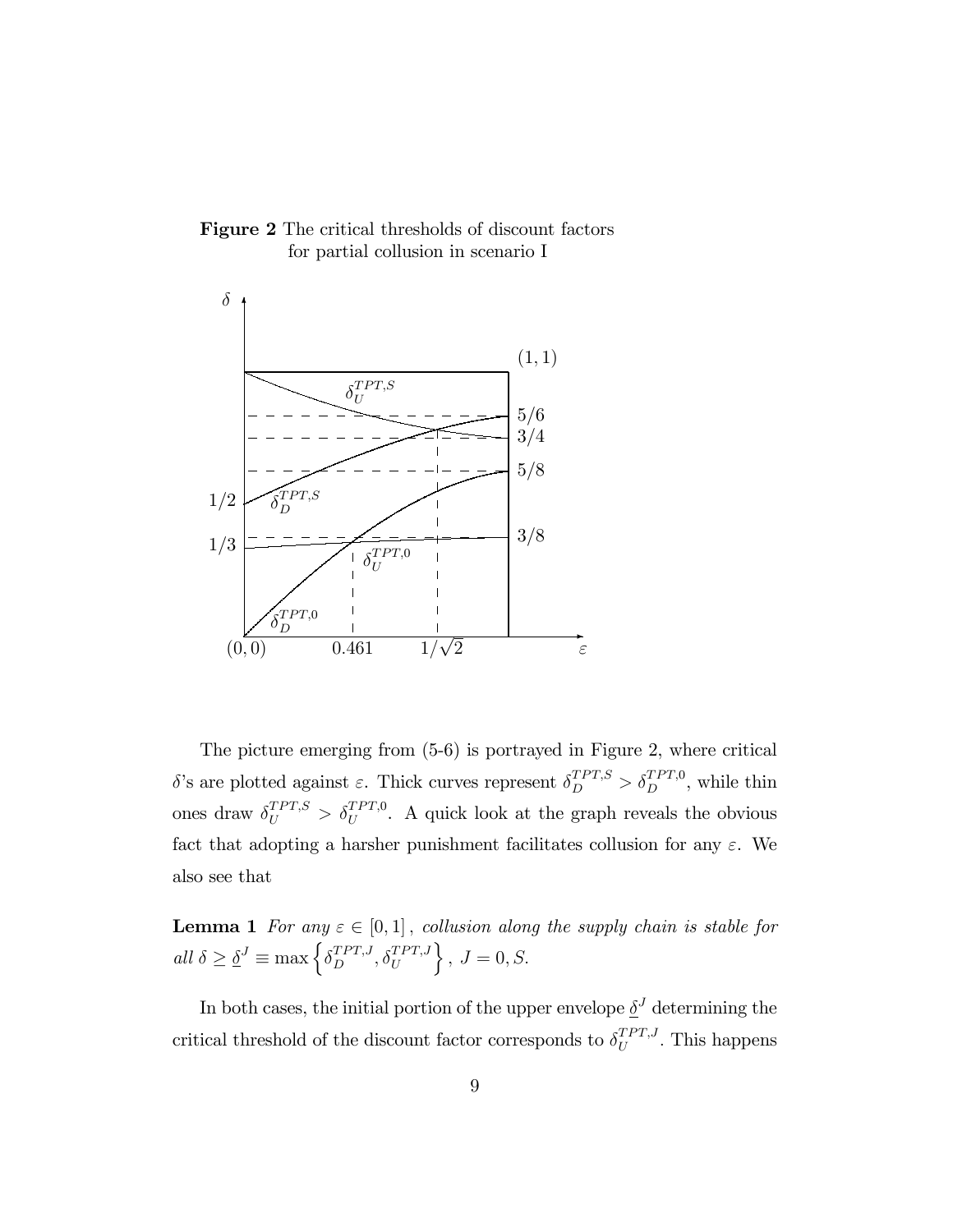**Figure 2** The critical thresholds of discount factors for partial collusion in scenario I

The picture emerging from (5-6) is portrayed in Figure 2, where critical $\delta$'s are plotted against $\varepsilon$. Thick curves represent $\delta_D^{TPT,S} > \delta_D^{TPT,0}$, while thin ones draw $\delta_U^{TPT,S} > \delta_U^{TPT,0}$. A quick look at the graph reveals the obvious fact that adopting a harsher punishment facilitates collusion for any $\varepsilon$. We also see that

**Lemma 1** *For any $\varepsilon \in [0,1]$, collusion along the supply chain is stable for all $\delta \geq \underline{\delta}^J \equiv \max\left\{\delta_D^{TPT,J}, \delta_U^{TPT,J}\right\}$, $J = 0, S$.*

In both cases, the initial portion of the upper envelope $\underline{\delta}^J$ determining the critical threshold of the discount factor corresponds to $\delta_U^{TPT,J}$. This happens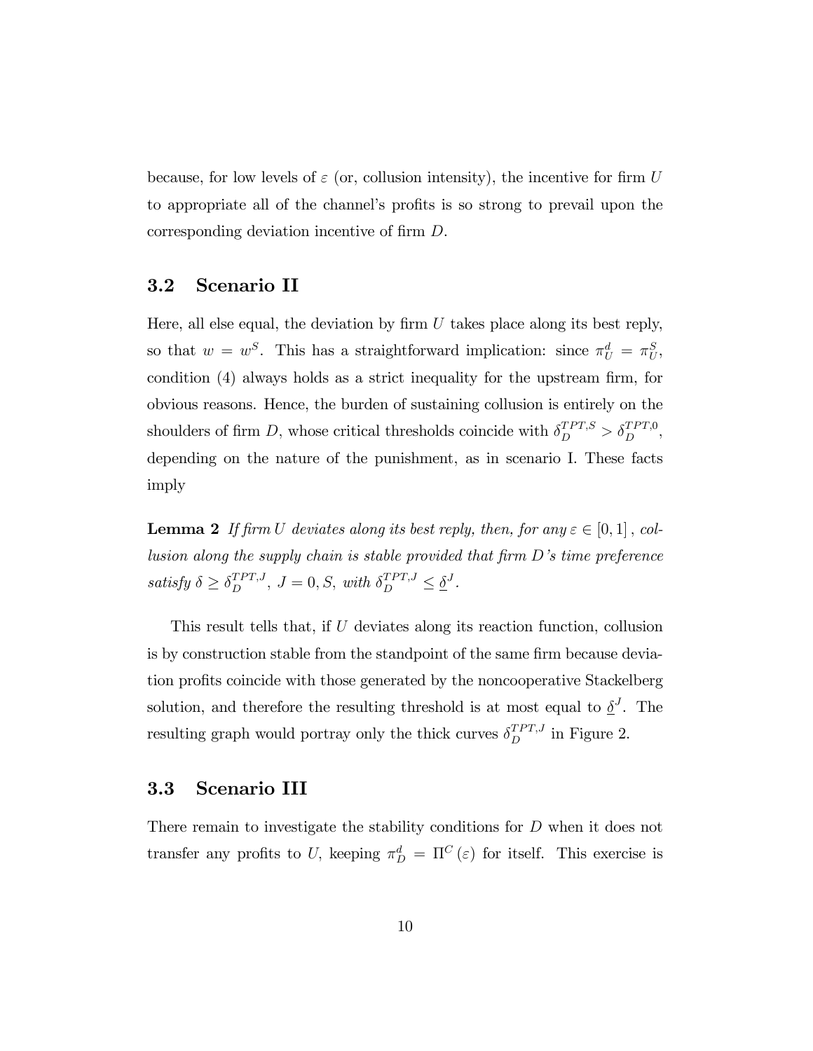because, for low levels of $\varepsilon$ (or, collusion intensity), the incentive for firm $U$ to appropriate all of the channel's profits is so strong to prevail upon the corresponding deviation incentive of firm $D$.

## 3.2 Scenario II

Here, all else equal, the deviation by firm $U$ takes place along its best reply, so that $w = w^S$. This has a straightforward implication: since $\pi_U^d = \pi_U^S$, condition (4) always holds as a strict inequality for the upstream firm, for obvious reasons. Hence, the burden of sustaining collusion is entirely on the shoulders of firm $D$, whose critical thresholds coincide with $\delta_D^{TPT,S} > \delta_D^{TPT,0}$, depending on the nature of the punishment, as in scenario I. These facts imply

**Lemma 2** *If firm $U$ deviates along its best reply, then, for any $\varepsilon \in [0,1]$, collusion along the supply chain is stable provided that firm $D$'s time preference satisfy $\delta \geq \delta_D^{TPT,J}$, $J = 0, S$, with $\delta_D^{TPT,J} \leq \underline{\delta}^J$.*

This result tells that, if $U$ deviates along its reaction function, collusion is by construction stable from the standpoint of the same firm because deviation profits coincide with those generated by the noncooperative Stackelberg solution, and therefore the resulting threshold is at most equal to $\underline{\delta}^J$. The resulting graph would portray only the thick curves $\delta_D^{TPT,J}$ in Figure 2.

## 3.3 Scenario III

There remain to investigate the stability conditions for $D$ when it does not transfer any profits to $U$, keeping $\pi_D^d = \Pi^C(\varepsilon)$ for itself. This exercise is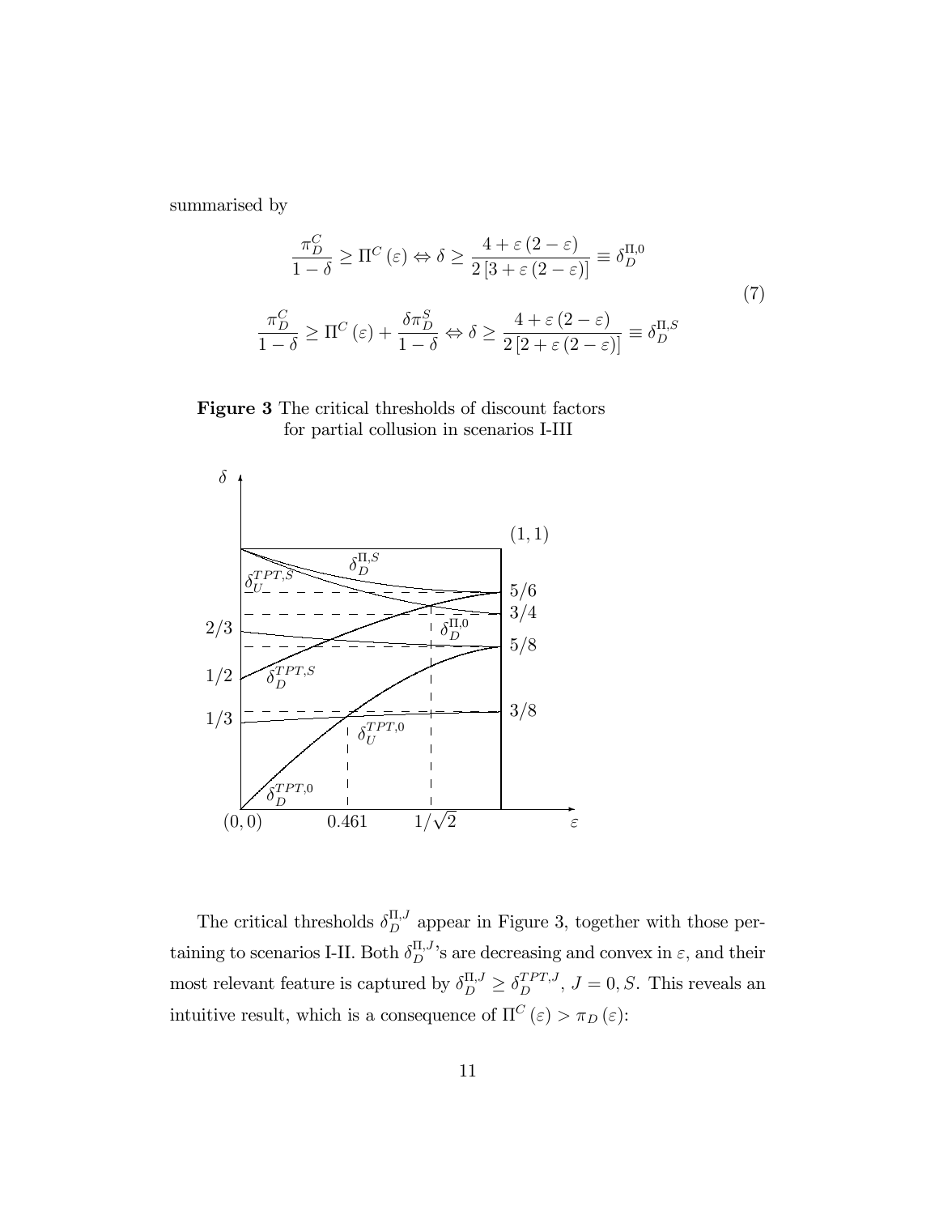summarised by

$$\frac{\pi_D^C}{1-\delta} \geq \Pi^C(\varepsilon) \Leftrightarrow \delta \geq \frac{4+\varepsilon(2-\varepsilon)}{2[3+\varepsilon(2-\varepsilon)]} \equiv \delta_D^{\Pi,0}$$

$$\frac{\pi_D^C}{1-\delta} \geq \Pi^C(\varepsilon) + \frac{\delta \pi_D^S}{1-\delta} \Leftrightarrow \delta \geq \frac{4+\varepsilon(2-\varepsilon)}{2[2+\varepsilon(2-\varepsilon)]} \equiv \delta_D^{\Pi,S} \tag{7}$$

**Figure 3** The critical thresholds of discount factors for partial collusion in scenarios I-III

The critical thresholds $\delta_D^{\Pi,J}$ appear in Figure 3, together with those pertaining to scenarios I-II. Both $\delta_D^{\Pi,J}$'s are decreasing and convex in $\varepsilon$, and their most relevant feature is captured by $\delta_D^{\Pi,J} \geq \delta_D^{TPT,J}$, $J = 0, S$. This reveals an intuitive result, which is a consequence of $\Pi^C(\varepsilon) > \pi_D(\varepsilon)$: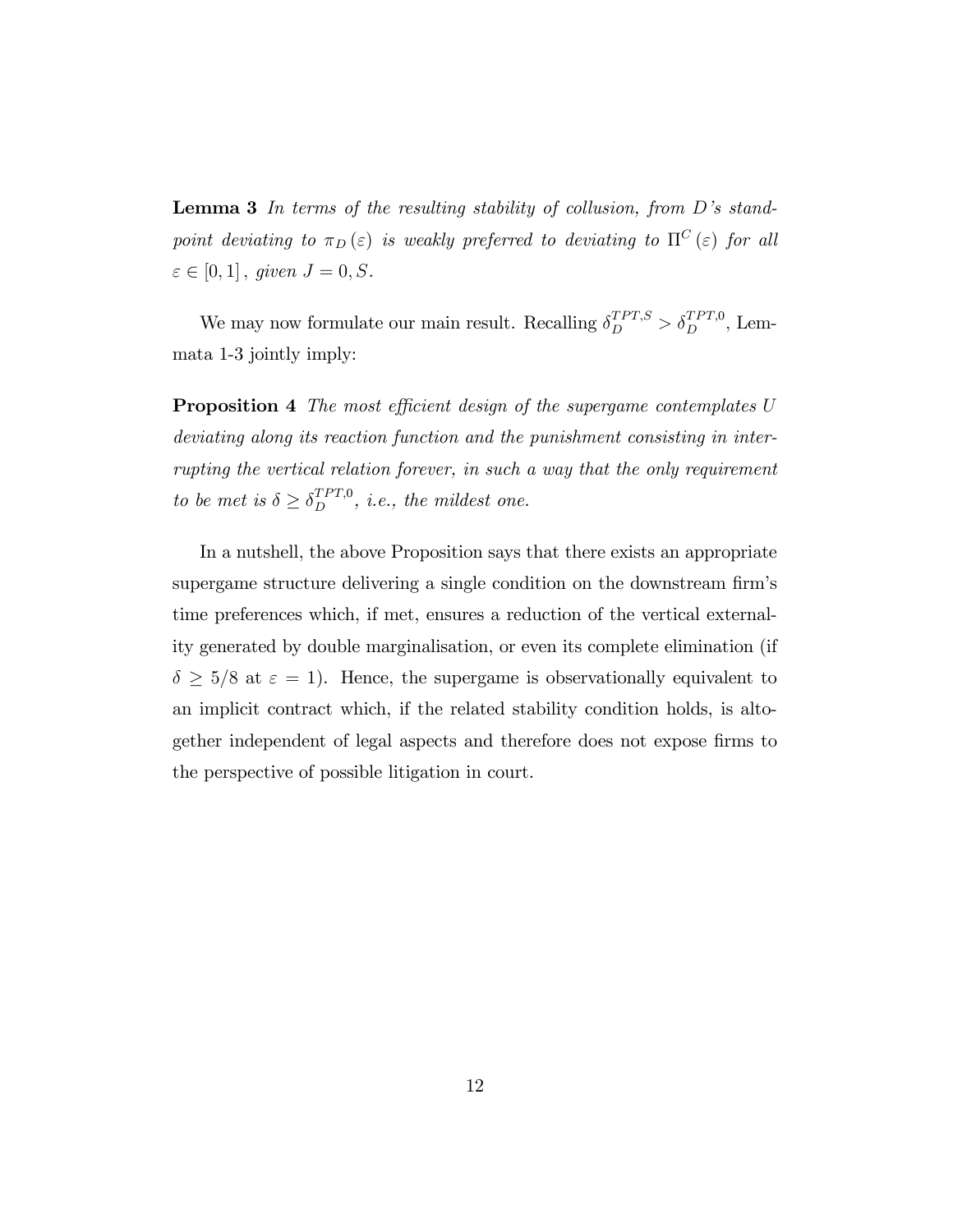**Lemma 3** *In terms of the resulting stability of collusion, from D's standpoint deviating to $\pi_D(\varepsilon)$ is weakly preferred to deviating to $\Pi^C(\varepsilon)$ for all $\varepsilon \in [0,1]$, given $J = 0, S$.*

We may now formulate our main result. Recalling $\delta_D^{TPT,S} > \delta_D^{TPT,0}$, Lemmata 1-3 jointly imply:

**Proposition 4** *The most efficient design of the supergame contemplates U deviating along its reaction function and the punishment consisting in interrupting the vertical relation forever, in such a way that the only requirement to be met is $\delta \geq \delta_D^{TPT,0}$, i.e., the mildest one.*

In a nutshell, the above Proposition says that there exists an appropriate supergame structure delivering a single condition on the downstream firm's time preferences which, if met, ensures a reduction of the vertical externality generated by double marginalisation, or even its complete elimination (if $\delta \geq 5/8$ at $\varepsilon = 1$). Hence, the supergame is observationally equivalent to an implicit contract which, if the related stability condition holds, is altogether independent of legal aspects and therefore does not expose firms to the perspective of possible litigation in court.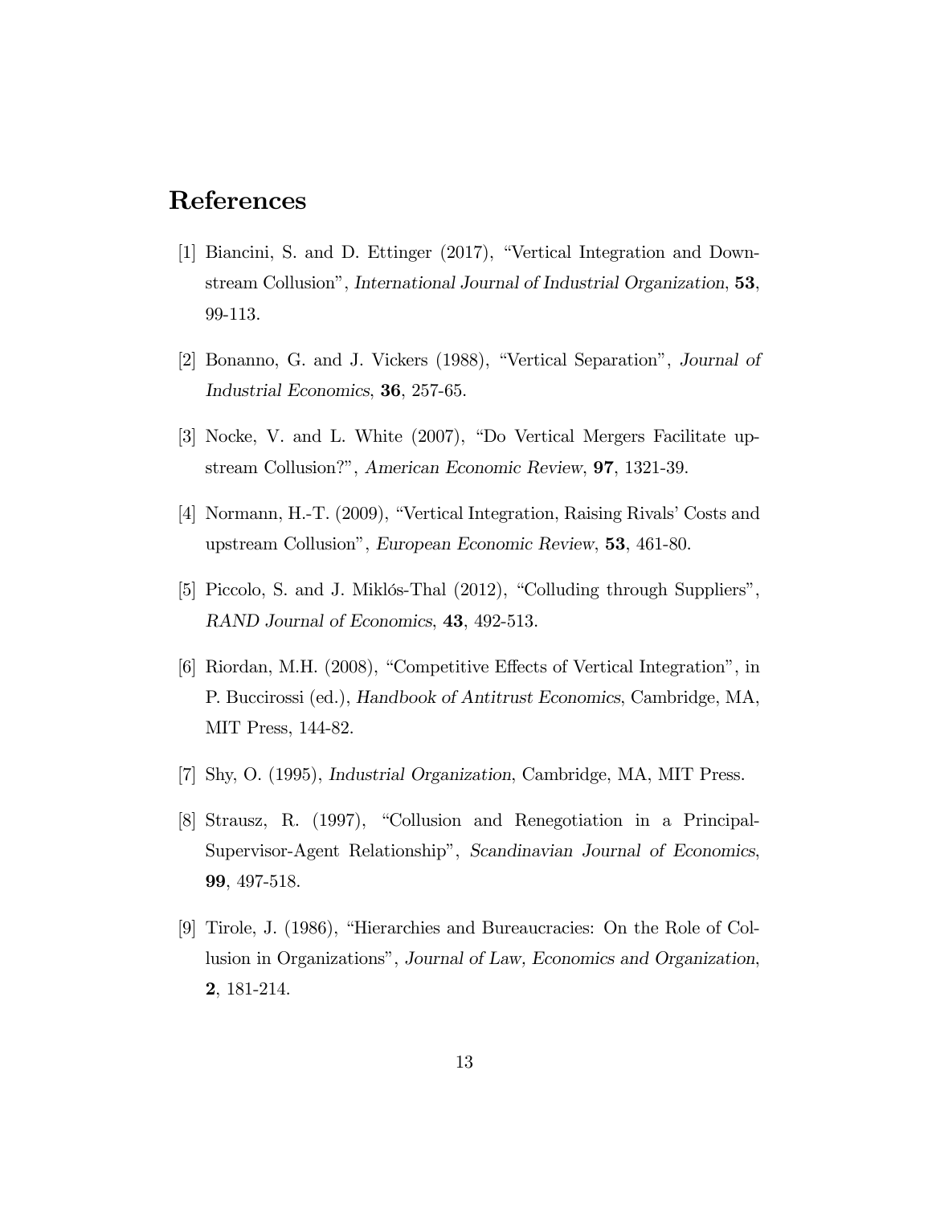# References

[1] Biancini, S. and D. Ettinger (2017), "Vertical Integration and Downstream Collusion", *International Journal of Industrial Organization*, **53**, 99-113.

[2] Bonanno, G. and J. Vickers (1988), "Vertical Separation", *Journal of Industrial Economics*, **36**, 257-65.

[3] Nocke, V. and L. White (2007), "Do Vertical Mergers Facilitate upstream Collusion?", *American Economic Review*, **97**, 1321-39.

[4] Normann, H.-T. (2009), "Vertical Integration, Raising Rivals' Costs and upstream Collusion", *European Economic Review*, **53**, 461-80.

[5] Piccolo, S. and J. Miklós-Thal (2012), "Colluding through Suppliers", *RAND Journal of Economics*, **43**, 492-513.

[6] Riordan, M.H. (2008), "Competitive Effects of Vertical Integration", in P. Buccirossi (ed.), *Handbook of Antitrust Economics*, Cambridge, MA, MIT Press, 144-82.

[7] Shy, O. (1995), *Industrial Organization*, Cambridge, MA, MIT Press.

[8] Strausz, R. (1997), "Collusion and Renegotiation in a Principal-Supervisor-Agent Relationship", *Scandinavian Journal of Economics*, **99**, 497-518.

[9] Tirole, J. (1986), "Hierarchies and Bureaucracies: On the Role of Collusion in Organizations", *Journal of Law, Economics and Organization*, **2**, 181-214.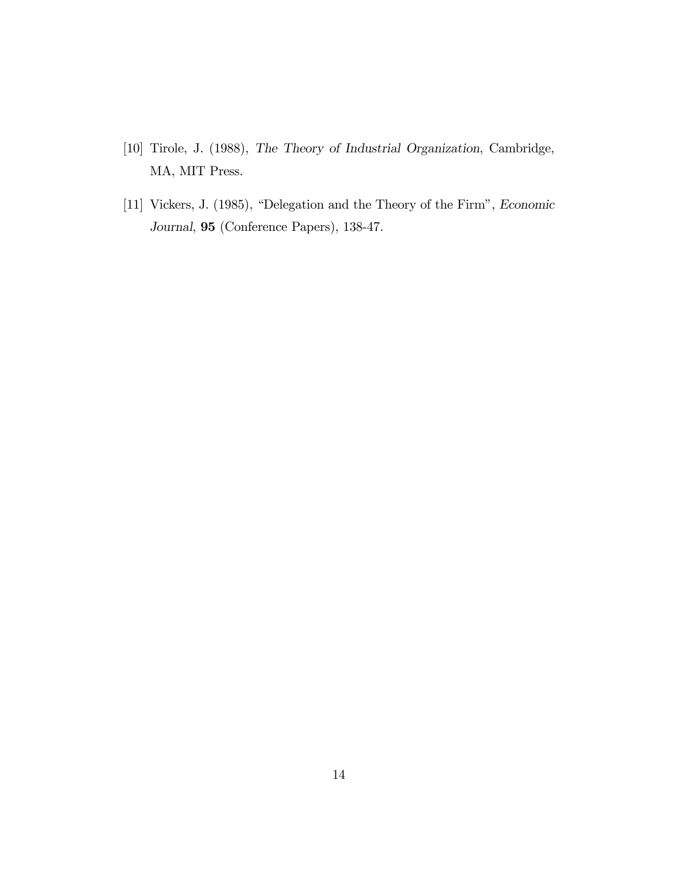[10] Tirole, J. (1988), *The Theory of Industrial Organization*, Cambridge, MA, MIT Press.

[11] Vickers, J. (1985), "Delegation and the Theory of the Firm", *Economic Journal*, **95** (Conference Papers), 138-47.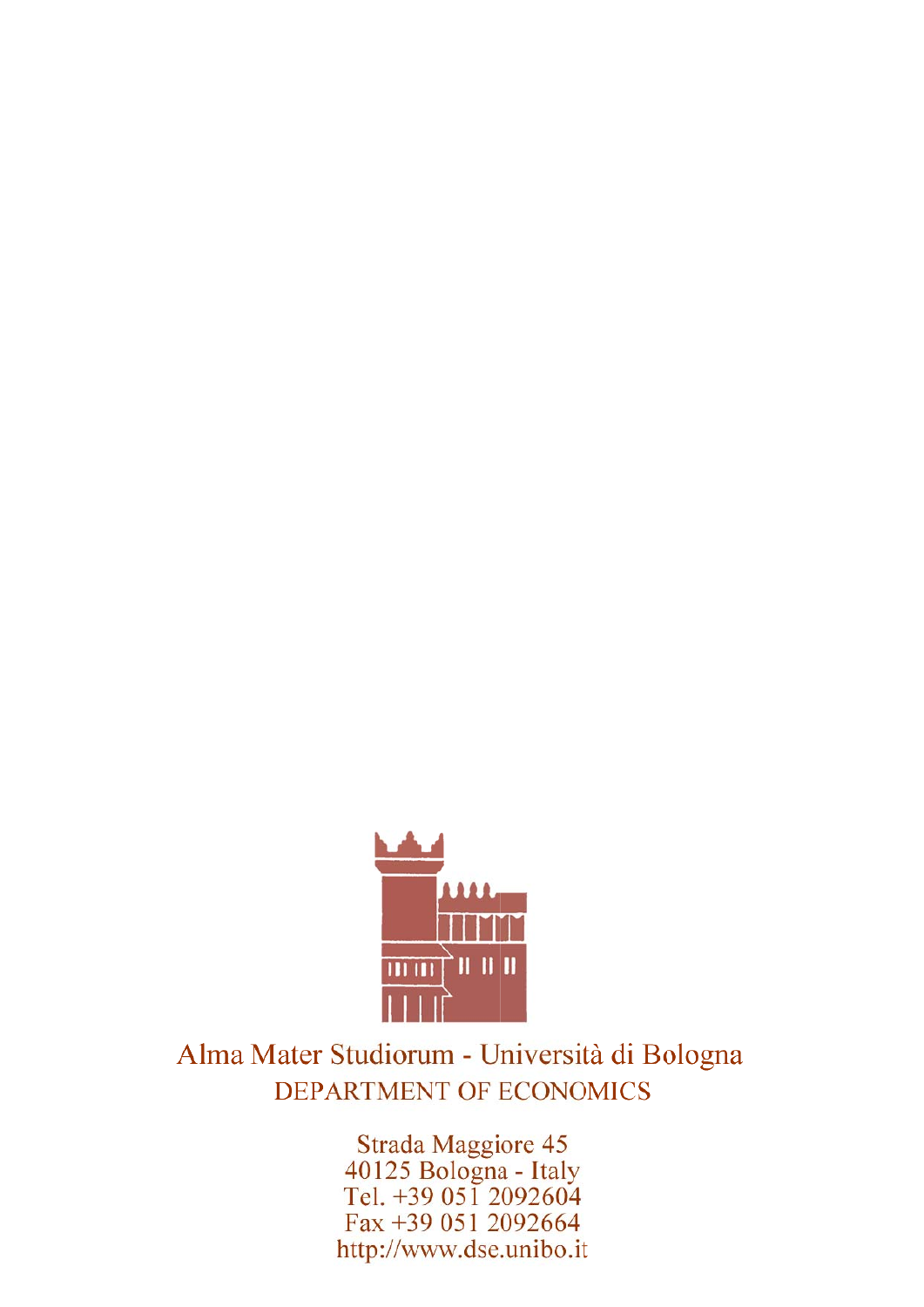Alma Mater Studiorum - Università di Bologna

DEPARTMENT OF ECONOMICS

Strada Maggiore 45
40125 Bologna - Italy
Tel. +39 051 2092604
Fax +39 051 2092664
http://www.dse.unibo.it